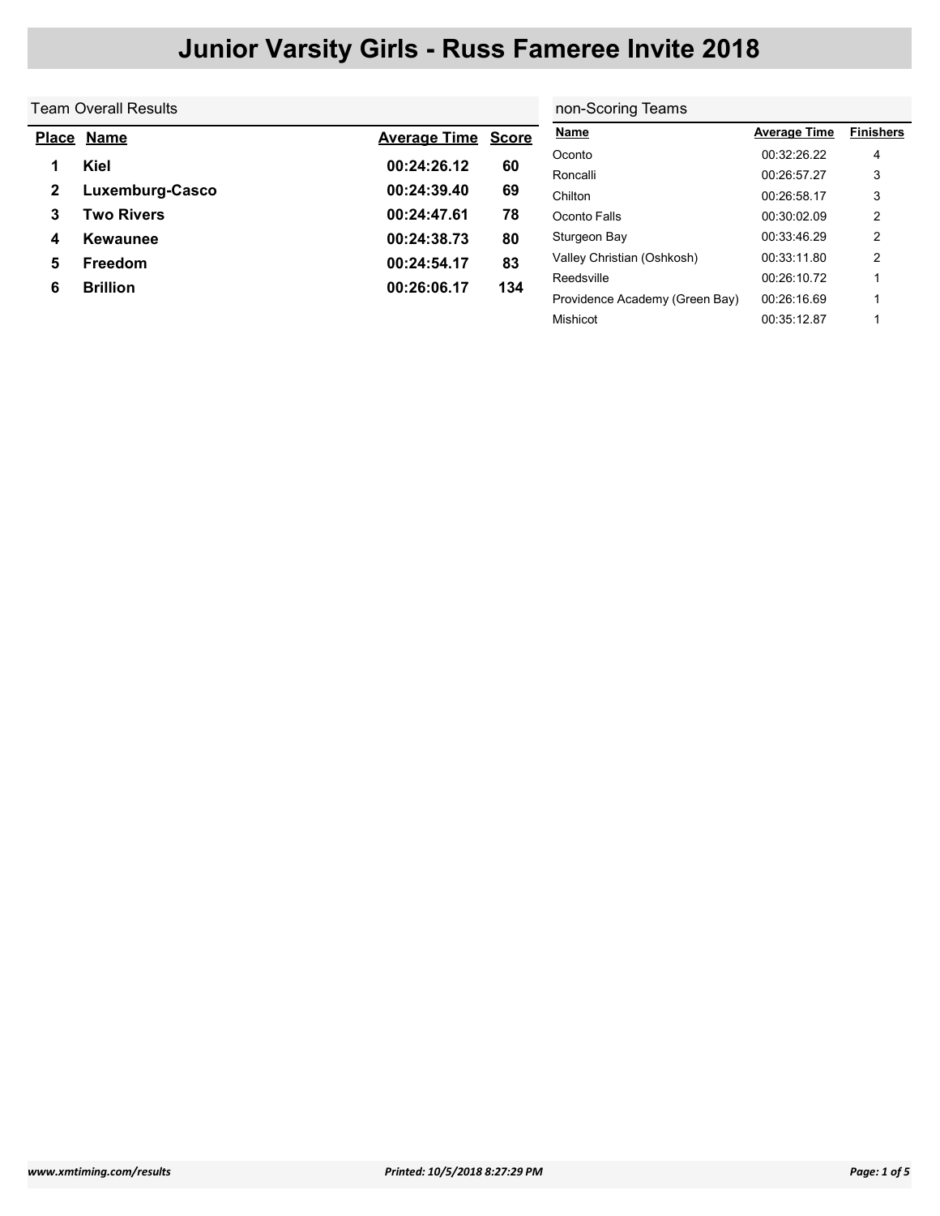# Junior Varsity Girls - Russ Fameree Invite 2018

## Team Overall Results

| Place | Name | Average Time | Score |
|---|---|---|---|
| 1 | Kiel | 00:24:26.12 | 60 |
| 2 | Luxemburg-Casco | 00:24:39.40 | 69 |
| 3 | Two Rivers | 00:24:47.61 | 78 |
| 4 | Kewaunee | 00:24:38.73 | 80 |
| 5 | Freedom | 00:24:54.17 | 83 |
| 6 | Brillion | 00:26:06.17 | 134 |

## non-Scoring Teams

| Name | Average Time | Finishers |
|---|---|---|
| Oconto | 00:32:26.22 | 4 |
| Roncalli | 00:26:57.27 | 3 |
| Chilton | 00:26:58.17 | 3 |
| Oconto Falls | 00:30:02.09 | 2 |
| Sturgeon Bay | 00:33:46.29 | 2 |
| Valley Christian (Oshkosh) | 00:33:11.80 | 2 |
| Reedsville | 00:26:10.72 | 1 |
| Providence Academy (Green Bay) | 00:26:16.69 | 1 |
| Mishicot | 00:35:12.87 | 1 |

www.xmtiming.com/results

Printed: 10/5/2018 8:27:29 PM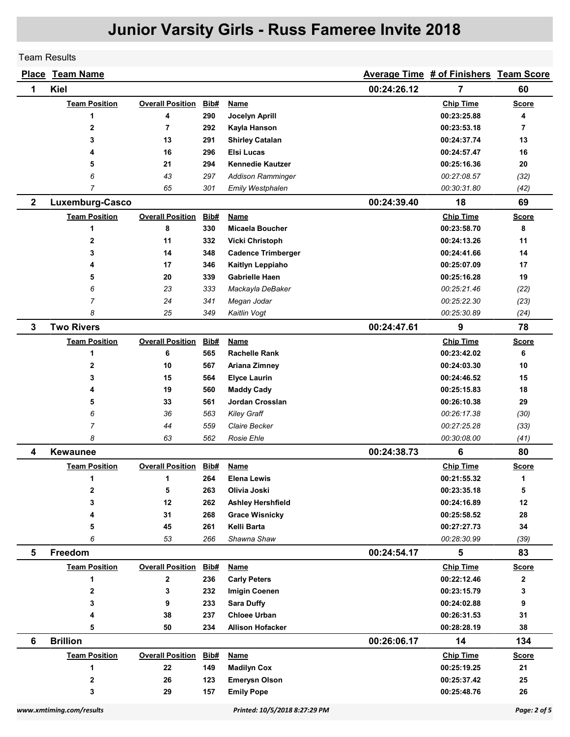# Junior Varsity Girls - Russ Fameree Invite 2018

Team Results

| Place | Team Name | Average Time | # of Finishers | Team Score |
|---|---|---|---|---|
| 1 | Kiel | 00:24:26.12 | 7 | 60 |

| Team Position | Overall Position | Bib# | Name | Chip Time | Score |
|---|---|---|---|---|---|
| 1 | 4 | 290 | Jocelyn Aprill | 00:23:25.88 | 4 |
| 2 | 7 | 292 | Kayla Hanson | 00:23:53.18 | 7 |
| 3 | 13 | 291 | Shirley Catalan | 00:24:37.74 | 13 |
| 4 | 16 | 296 | Elsi Lucas | 00:24:57.47 | 16 |
| 5 | 21 | 294 | Kennedie Kautzer | 00:25:16.36 | 20 |
| *6* | *43* | *297* | *Addison Ramminger* | *00:27:08.57* | *(32)* |
| *7* | *65* | *301* | *Emily Westphalen* | *00:30:31.80* | *(42)* |

| Place | Team Name | Average Time | # of Finishers | Team Score |
|---|---|---|---|---|
| 2 | Luxemburg-Casco | 00:24:39.40 | 18 | 69 |

| Team Position | Overall Position | Bib# | Name | Chip Time | Score |
|---|---|---|---|---|---|
| 1 | 8 | 330 | Micaela Boucher | 00:23:58.70 | 8 |
| 2 | 11 | 332 | Vicki Christoph | 00:24:13.26 | 11 |
| 3 | 14 | 348 | Cadence Trimberger | 00:24:41.66 | 14 |
| 4 | 17 | 346 | Kaitlyn Leppiaho | 00:25:07.09 | 17 |
| 5 | 20 | 339 | Gabrielle Haen | 00:25:16.28 | 19 |
| *6* | *23* | *333* | *Mackayla DeBaker* | *00:25:21.46* | *(22)* |
| *7* | *24* | *341* | *Megan Jodar* | *00:25:22.30* | *(23)* |
| *8* | *25* | *349* | *Kaitlin Vogt* | *00:25:30.89* | *(24)* |

| Place | Team Name | Average Time | # of Finishers | Team Score |
|---|---|---|---|---|
| 3 | Two Rivers | 00:24:47.61 | 9 | 78 |

| Team Position | Overall Position | Bib# | Name | Chip Time | Score |
|---|---|---|---|---|---|
| 1 | 6 | 565 | Rachelle Rank | 00:23:42.02 | 6 |
| 2 | 10 | 567 | Ariana Zimney | 00:24:03.30 | 10 |
| 3 | 15 | 564 | Elyce Laurin | 00:24:46.52 | 15 |
| 4 | 19 | 560 | Maddy Cady | 00:25:15.83 | 18 |
| 5 | 33 | 561 | Jordan Crosslan | 00:26:10.38 | 29 |
| *6* | *36* | *563* | *Kiley Graff* | *00:26:17.38* | *(30)* |
| *7* | *44* | *559* | *Claire Becker* | *00:27:25.28* | *(33)* |
| *8* | *63* | *562* | *Rosie Ehle* | *00:30:08.00* | *(41)* |

| Place | Team Name | Average Time | # of Finishers | Team Score |
|---|---|---|---|---|
| 4 | Kewaunee | 00:24:38.73 | 6 | 80 |

| Team Position | Overall Position | Bib# | Name | Chip Time | Score |
|---|---|---|---|---|---|
| 1 | 1 | 264 | Elena Lewis | 00:21:55.32 | 1 |
| 2 | 5 | 263 | Olivia Joski | 00:23:35.18 | 5 |
| 3 | 12 | 262 | Ashley Hershfield | 00:24:16.89 | 12 |
| 4 | 31 | 268 | Grace Wisnicky | 00:25:58.52 | 28 |
| 5 | 45 | 261 | Kelli Barta | 00:27:27.73 | 34 |
| *6* | *53* | *266* | *Shawna Shaw* | *00:28:30.99* | *(39)* |

| Place | Team Name | Average Time | # of Finishers | Team Score |
|---|---|---|---|---|
| 5 | Freedom | 00:24:54.17 | 5 | 83 |

| Team Position | Overall Position | Bib# | Name | Chip Time | Score |
|---|---|---|---|---|---|
| 1 | 2 | 236 | Carly Peters | 00:22:12.46 | 2 |
| 2 | 3 | 232 | Imigin Coenen | 00:23:15.79 | 3 |
| 3 | 9 | 233 | Sara Duffy | 00:24:02.88 | 9 |
| 4 | 38 | 237 | Chloee Urban | 00:26:31.53 | 31 |
| 5 | 50 | 234 | Allison Hofacker | 00:28:28.19 | 38 |

| Place | Team Name | Average Time | # of Finishers | Team Score |
|---|---|---|---|---|
| 6 | Brillion | 00:26:06.17 | 14 | 134 |

| Team Position | Overall Position | Bib# | Name | Chip Time | Score |
|---|---|---|---|---|---|
| 1 | 22 | 149 | Madilyn Cox | 00:25:19.25 | 21 |
| 2 | 26 | 123 | Emerysn Olson | 00:25:37.42 | 25 |
| 3 | 29 | 157 | Emily Pope | 00:25:48.76 | 26 |

www.xmtiming.com/results

Printed: 10/5/2018 8:27:29 PM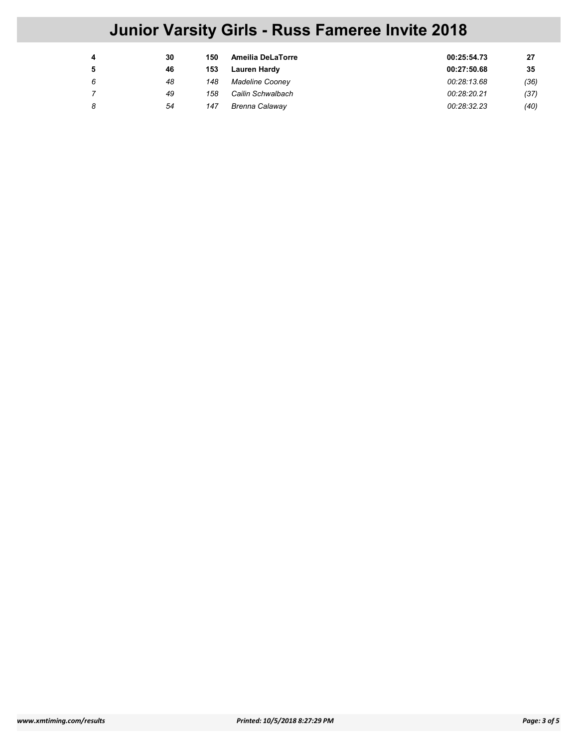# Junior Varsity Girls - Russ Fameree Invite 2018

| | | | | | |
|---|---|---|---|---|---|
| **4** | **30** | **150** | **Ameilia DeLaTorre** | **00:25:54.73** | **27** |
| **5** | **46** | **153** | **Lauren Hardy** | **00:27:50.68** | **35** |
| *6* | *48* | *148* | *Madeline Cooney* | *00:28:13.68* | *(36)* |
| *7* | *49* | *158* | *Cailin Schwalbach* | *00:28:20.21* | *(37)* |
| *8* | *54* | *147* | *Brenna Calaway* | *00:28:32.23* | *(40)* |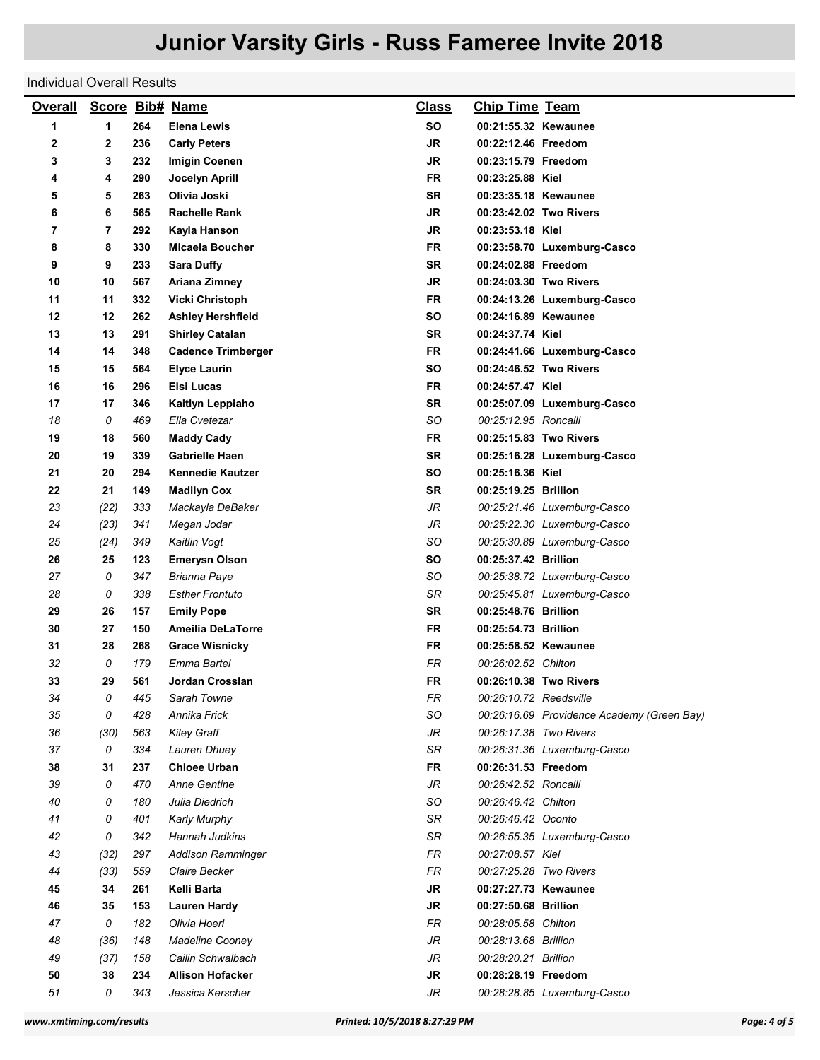# Junior Varsity Girls - Russ Fameree Invite 2018

Individual Overall Results

| Overall | Score | Bib# | Name | Class | Chip Time | Team |
|---|---|---|---|---|---|---|
| **1** | **1** | **264** | **Elena Lewis** | **SO** | **00:21:55.32** | **Kewaunee** |
| **2** | **2** | **236** | **Carly Peters** | **JR** | **00:22:12.46** | **Freedom** |
| **3** | **3** | **232** | **Imigin Coenen** | **JR** | **00:23:15.79** | **Freedom** |
| **4** | **4** | **290** | **Jocelyn Aprill** | **FR** | **00:23:25.88** | **Kiel** |
| **5** | **5** | **263** | **Olivia Joski** | **SR** | **00:23:35.18** | **Kewaunee** |
| **6** | **6** | **565** | **Rachelle Rank** | **JR** | **00:23:42.02** | **Two Rivers** |
| **7** | **7** | **292** | **Kayla Hanson** | **JR** | **00:23:53.18** | **Kiel** |
| **8** | **8** | **330** | **Micaela Boucher** | **FR** | **00:23:58.70** | **Luxemburg-Casco** |
| **9** | **9** | **233** | **Sara Duffy** | **SR** | **00:24:02.88** | **Freedom** |
| **10** | **10** | **567** | **Ariana Zimney** | **JR** | **00:24:03.30** | **Two Rivers** |
| **11** | **11** | **332** | **Vicki Christoph** | **FR** | **00:24:13.26** | **Luxemburg-Casco** |
| **12** | **12** | **262** | **Ashley Hershfield** | **SO** | **00:24:16.89** | **Kewaunee** |
| **13** | **13** | **291** | **Shirley Catalan** | **SR** | **00:24:37.74** | **Kiel** |
| **14** | **14** | **348** | **Cadence Trimberger** | **FR** | **00:24:41.66** | **Luxemburg-Casco** |
| **15** | **15** | **564** | **Elyce Laurin** | **SO** | **00:24:46.52** | **Two Rivers** |
| **16** | **16** | **296** | **Elsi Lucas** | **FR** | **00:24:57.47** | **Kiel** |
| **17** | **17** | **346** | **Kaitlyn Leppiaho** | **SR** | **00:25:07.09** | **Luxemburg-Casco** |
| *18* | *0* | *469* | *Ella Cvetezar* | *SO* | *00:25:12.95* | *Roncalli* |
| **19** | **18** | **560** | **Maddy Cady** | **FR** | **00:25:15.83** | **Two Rivers** |
| **20** | **19** | **339** | **Gabrielle Haen** | **SR** | **00:25:16.28** | **Luxemburg-Casco** |
| **21** | **20** | **294** | **Kennedie Kautzer** | **SO** | **00:25:16.36** | **Kiel** |
| **22** | **21** | **149** | **Madilyn Cox** | **SR** | **00:25:19.25** | **Brillion** |
| *23* | *(22)* | *333* | *Mackayla DeBaker* | *JR* | *00:25:21.46* | *Luxemburg-Casco* |
| *24* | *(23)* | *341* | *Megan Jodar* | *JR* | *00:25:22.30* | *Luxemburg-Casco* |
| *25* | *(24)* | *349* | *Kaitlin Vogt* | *SO* | *00:25:30.89* | *Luxemburg-Casco* |
| **26** | **25** | **123** | **Emerysn Olson** | **SO** | **00:25:37.42** | **Brillion** |
| *27* | *0* | *347* | *Brianna Paye* | *SO* | *00:25:38.72* | *Luxemburg-Casco* |
| *28* | *0* | *338* | *Esther Frontuto* | *SR* | *00:25:45.81* | *Luxemburg-Casco* |
| **29** | **26** | **157** | **Emily Pope** | **SR** | **00:25:48.76** | **Brillion** |
| **30** | **27** | **150** | **Ameilia DeLaTorre** | **FR** | **00:25:54.73** | **Brillion** |
| **31** | **28** | **268** | **Grace Wisnicky** | **FR** | **00:25:58.52** | **Kewaunee** |
| *32* | *0* | *179* | *Emma Bartel* | *FR* | *00:26:02.52* | *Chilton* |
| **33** | **29** | **561** | **Jordan Crosslan** | **FR** | **00:26:10.38** | **Two Rivers** |
| *34* | *0* | *445* | *Sarah Towne* | *FR* | *00:26:10.72* | *Reedsville* |
| *35* | *0* | *428* | *Annika Frick* | *SO* | *00:26:16.69* | *Providence Academy (Green Bay)* |
| *36* | *(30)* | *563* | *Kiley Graff* | *JR* | *00:26:17.38* | *Two Rivers* |
| *37* | *0* | *334* | *Lauren Dhuey* | *SR* | *00:26:31.36* | *Luxemburg-Casco* |
| **38** | **31** | **237** | **Chloee Urban** | **FR** | **00:26:31.53** | **Freedom** |
| *39* | *0* | *470* | *Anne Gentine* | *JR* | *00:26:42.52* | *Roncalli* |
| *40* | *0* | *180* | *Julia Diedrich* | *SO* | *00:26:46.42* | *Chilton* |
| *41* | *0* | *401* | *Karly Murphy* | *SR* | *00:26:46.42* | *Oconto* |
| *42* | *0* | *342* | *Hannah Judkins* | *SR* | *00:26:55.35* | *Luxemburg-Casco* |
| *43* | *(32)* | *297* | *Addison Ramminger* | *FR* | *00:27:08.57* | *Kiel* |
| *44* | *(33)* | *559* | *Claire Becker* | *FR* | *00:27:25.28* | *Two Rivers* |
| **45** | **34** | **261** | **Kelli Barta** | **JR** | **00:27:27.73** | **Kewaunee** |
| **46** | **35** | **153** | **Lauren Hardy** | **JR** | **00:27:50.68** | **Brillion** |
| *47* | *0* | *182* | *Olivia Hoerl* | *FR* | *00:28:05.58* | *Chilton* |
| *48* | *(36)* | *148* | *Madeline Cooney* | *JR* | *00:28:13.68* | *Brillion* |
| *49* | *(37)* | *158* | *Cailin Schwalbach* | *JR* | *00:28:20.21* | *Brillion* |
| **50** | **38** | **234** | **Allison Hofacker** | **JR** | **00:28:28.19** | **Freedom** |
| *51* | *0* | *343* | *Jessica Kerscher* | *JR* | *00:28:28.85* | *Luxemburg-Casco* |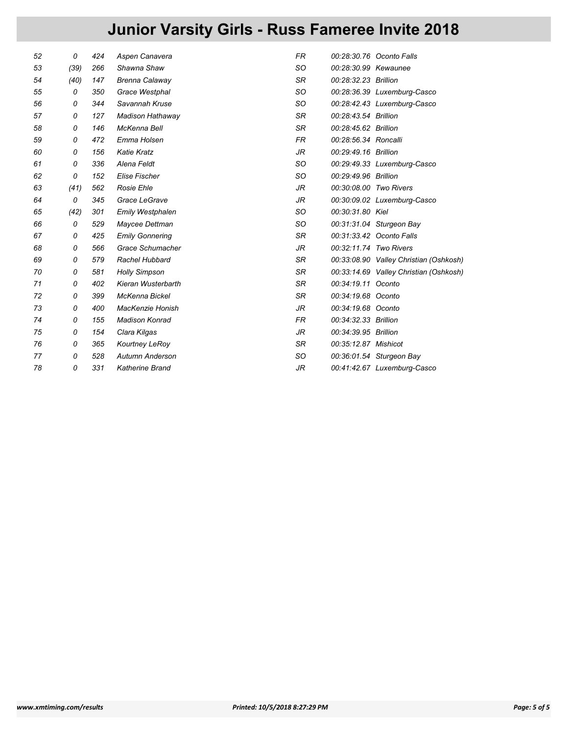# Junior Varsity Girls - Russ Fameree Invite 2018

| | | | | | | |
|---|---|---|---|---|---|---|
| 52 | 0 | 424 | Aspen Canavera | FR | 00:28:30.76 | Oconto Falls |
| 53 | (39) | 266 | Shawna Shaw | SO | 00:28:30.99 | Kewaunee |
| 54 | (40) | 147 | Brenna Calaway | SR | 00:28:32.23 | Brillion |
| 55 | 0 | 350 | Grace Westphal | SO | 00:28:36.39 | Luxemburg-Casco |
| 56 | 0 | 344 | Savannah Kruse | SO | 00:28:42.43 | Luxemburg-Casco |
| 57 | 0 | 127 | Madison Hathaway | SR | 00:28:43.54 | Brillion |
| 58 | 0 | 146 | McKenna Bell | SR | 00:28:45.62 | Brillion |
| 59 | 0 | 472 | Emma Holsen | FR | 00:28:56.34 | Roncalli |
| 60 | 0 | 156 | Katie Kratz | JR | 00:29:49.16 | Brillion |
| 61 | 0 | 336 | Alena Feldt | SO | 00:29:49.33 | Luxemburg-Casco |
| 62 | 0 | 152 | Elise Fischer | SO | 00:29:49.96 | Brillion |
| 63 | (41) | 562 | Rosie Ehle | JR | 00:30:08.00 | Two Rivers |
| 64 | 0 | 345 | Grace LeGrave | JR | 00:30:09.02 | Luxemburg-Casco |
| 65 | (42) | 301 | Emily Westphalen | SO | 00:30:31.80 | Kiel |
| 66 | 0 | 529 | Maycee Dettman | SO | 00:31:31.04 | Sturgeon Bay |
| 67 | 0 | 425 | Emily Gonnering | SR | 00:31:33.42 | Oconto Falls |
| 68 | 0 | 566 | Grace Schumacher | JR | 00:32:11.74 | Two Rivers |
| 69 | 0 | 579 | Rachel Hubbard | SR | 00:33:08.90 | Valley Christian (Oshkosh) |
| 70 | 0 | 581 | Holly Simpson | SR | 00:33:14.69 | Valley Christian (Oshkosh) |
| 71 | 0 | 402 | Kieran Wusterbarth | SR | 00:34:19.11 | Oconto |
| 72 | 0 | 399 | McKenna Bickel | SR | 00:34:19.68 | Oconto |
| 73 | 0 | 400 | MacKenzie Honish | JR | 00:34:19.68 | Oconto |
| 74 | 0 | 155 | Madison Konrad | FR | 00:34:32.33 | Brillion |
| 75 | 0 | 154 | Clara Kilgas | JR | 00:34:39.95 | Brillion |
| 76 | 0 | 365 | Kourtney LeRoy | SR | 00:35:12.87 | Mishicot |
| 77 | 0 | 528 | Autumn Anderson | SO | 00:36:01.54 | Sturgeon Bay |
| 78 | 0 | 331 | Katherine Brand | JR | 00:41:42.67 | Luxemburg-Casco |

www.xmtiming.com/results | Printed: 10/5/2018 8:27:29 PM